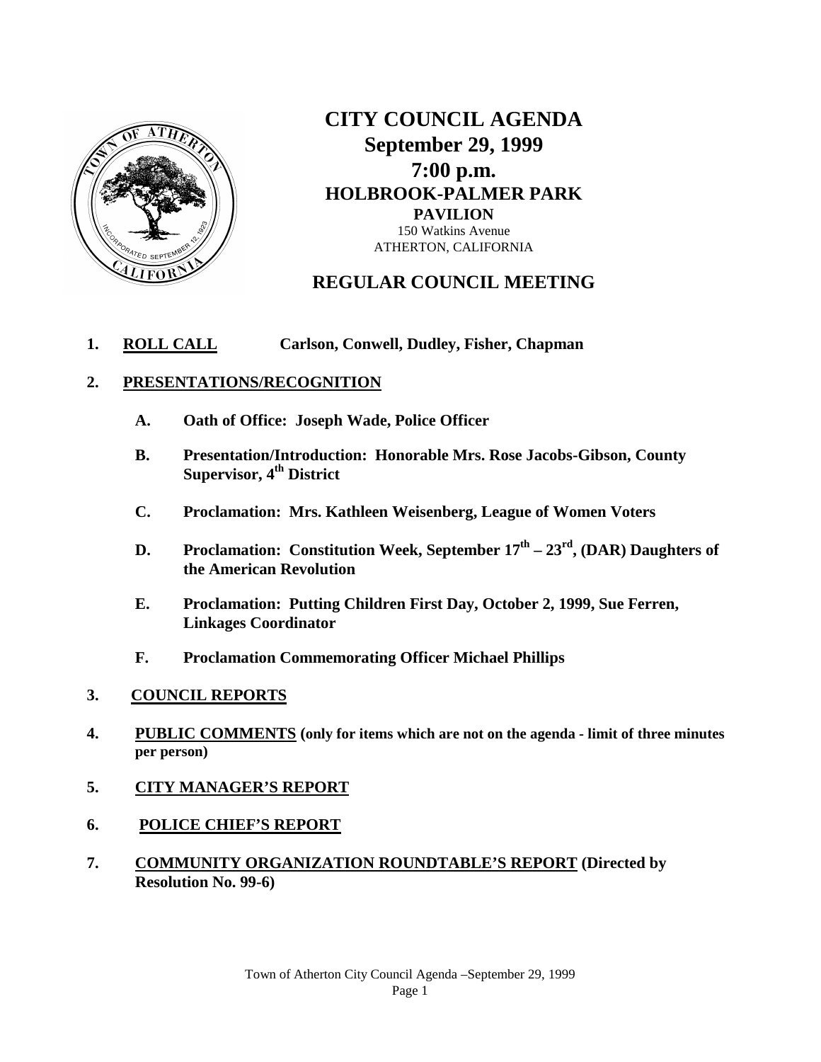# CITY COUNCIL AGENDA

## September 29, 1999

## 7:00 p.m.

## HOLBROOK-PALMER PARK

### PAVILION

150 Watkins Avenue
ATHERTON, CALIFORNIA

## REGULAR COUNCIL MEETING

1. **ROLL CALL** **Carlson, Conwell, Dudley, Fisher, Chapman**

2. **PRESENTATIONS/RECOGNITION**

   A. **Oath of Office: Joseph Wade, Police Officer**

   B. **Presentation/Introduction: Honorable Mrs. Rose Jacobs-Gibson, County Supervisor, 4th District**

   C. **Proclamation: Mrs. Kathleen Weisenberg, League of Women Voters**

   D. **Proclamation: Constitution Week, September 17th – 23rd, (DAR) Daughters of the American Revolution**

   E. **Proclamation: Putting Children First Day, October 2, 1999, Sue Ferren, Linkages Coordinator**

   F. **Proclamation Commemorating Officer Michael Phillips**

3. **COUNCIL REPORTS**

4. **PUBLIC COMMENTS (only for items which are not on the agenda - limit of three minutes per person)**

5. **CITY MANAGER'S REPORT**

6. **POLICE CHIEF'S REPORT**

7. **COMMUNITY ORGANIZATION ROUNDTABLE'S REPORT (Directed by Resolution No. 99-6)**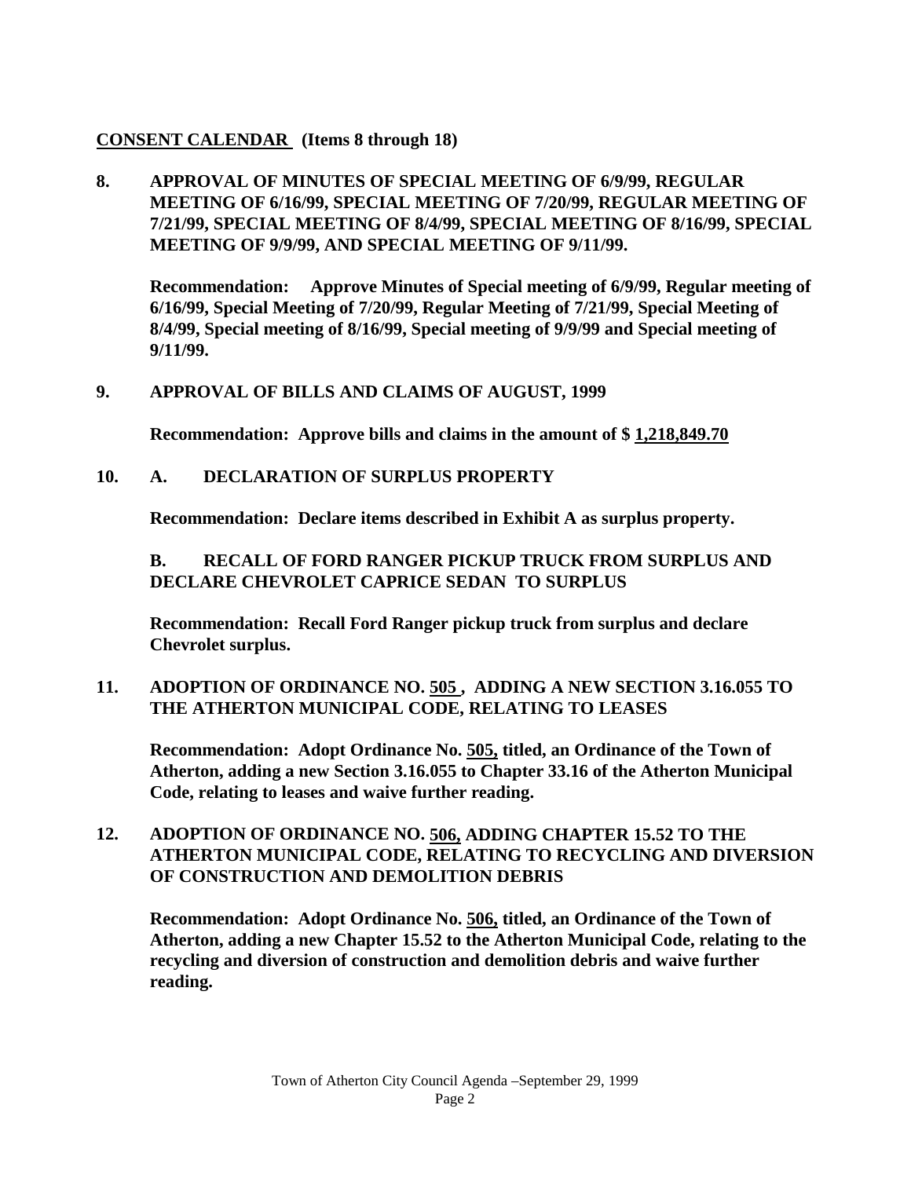**CONSENT CALENDAR (Items 8 through 18)**

**8. APPROVAL OF MINUTES OF SPECIAL MEETING OF 6/9/99, REGULAR MEETING OF 6/16/99, SPECIAL MEETING OF 7/20/99, REGULAR MEETING OF 7/21/99, SPECIAL MEETING OF 8/4/99, SPECIAL MEETING OF 8/16/99, SPECIAL MEETING OF 9/9/99, AND SPECIAL MEETING OF 9/11/99.**

**Recommendation: Approve Minutes of Special meeting of 6/9/99, Regular meeting of 6/16/99, Special Meeting of 7/20/99, Regular Meeting of 7/21/99, Special Meeting of 8/4/99, Special meeting of 8/16/99, Special meeting of 9/9/99 and Special meeting of 9/11/99.**

**9. APPROVAL OF BILLS AND CLAIMS OF AUGUST, 1999**

**Recommendation: Approve bills and claims in the amount of $ 1,218,849.70**

**10. A. DECLARATION OF SURPLUS PROPERTY**

**Recommendation: Declare items described in Exhibit A as surplus property.**

**B. RECALL OF FORD RANGER PICKUP TRUCK FROM SURPLUS AND DECLARE CHEVROLET CAPRICE SEDAN TO SURPLUS**

**Recommendation: Recall Ford Ranger pickup truck from surplus and declare Chevrolet surplus.**

**11. ADOPTION OF ORDINANCE NO. 505 , ADDING A NEW SECTION 3.16.055 TO THE ATHERTON MUNICIPAL CODE, RELATING TO LEASES**

**Recommendation: Adopt Ordinance No. 505, titled, an Ordinance of the Town of Atherton, adding a new Section 3.16.055 to Chapter 33.16 of the Atherton Municipal Code, relating to leases and waive further reading.**

**12. ADOPTION OF ORDINANCE NO. 506, ADDING CHAPTER 15.52 TO THE ATHERTON MUNICIPAL CODE, RELATING TO RECYCLING AND DIVERSION OF CONSTRUCTION AND DEMOLITION DEBRIS**

**Recommendation: Adopt Ordinance No. 506, titled, an Ordinance of the Town of Atherton, adding a new Chapter 15.52 to the Atherton Municipal Code, relating to the recycling and diversion of construction and demolition debris and waive further reading.**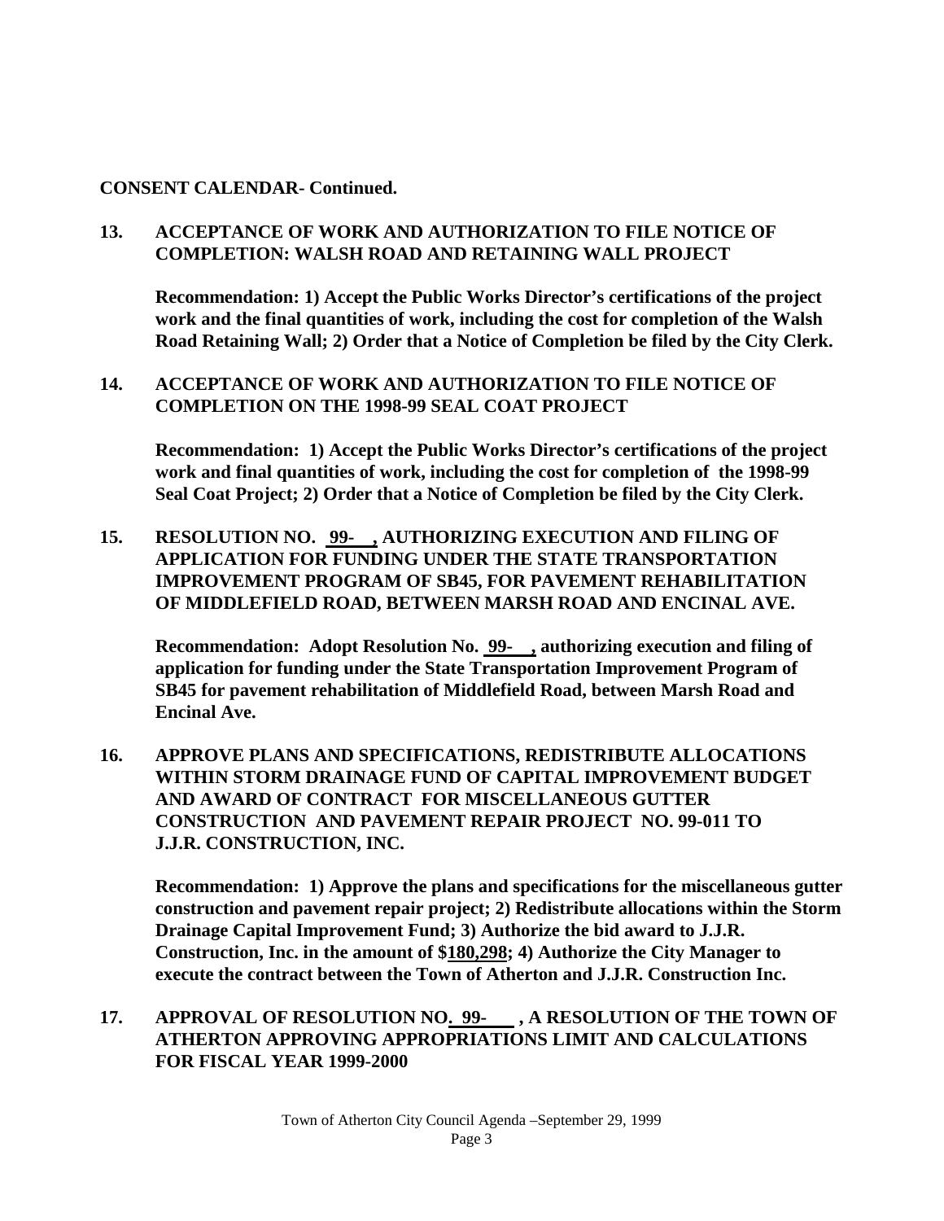**CONSENT CALENDAR- Continued.**

**13. ACCEPTANCE OF WORK AND AUTHORIZATION TO FILE NOTICE OF COMPLETION: WALSH ROAD AND RETAINING WALL PROJECT**

**Recommendation: 1) Accept the Public Works Director's certifications of the project work and the final quantities of work, including the cost for completion of the Walsh Road Retaining Wall; 2) Order that a Notice of Completion be filed by the City Clerk.**

**14. ACCEPTANCE OF WORK AND AUTHORIZATION TO FILE NOTICE OF COMPLETION ON THE 1998-99 SEAL COAT PROJECT**

**Recommendation: 1) Accept the Public Works Director's certifications of the project work and final quantities of work, including the cost for completion of the 1998-99 Seal Coat Project; 2) Order that a Notice of Completion be filed by the City Clerk.**

**15. RESOLUTION NO. 99-\_\_, AUTHORIZING EXECUTION AND FILING OF APPLICATION FOR FUNDING UNDER THE STATE TRANSPORTATION IMPROVEMENT PROGRAM OF SB45, FOR PAVEMENT REHABILITATION OF MIDDLEFIELD ROAD, BETWEEN MARSH ROAD AND ENCINAL AVE.**

**Recommendation: Adopt Resolution No. 99-\_\_, authorizing execution and filing of application for funding under the State Transportation Improvement Program of SB45 for pavement rehabilitation of Middlefield Road, between Marsh Road and Encinal Ave.**

**16. APPROVE PLANS AND SPECIFICATIONS, REDISTRIBUTE ALLOCATIONS WITHIN STORM DRAINAGE FUND OF CAPITAL IMPROVEMENT BUDGET AND AWARD OF CONTRACT FOR MISCELLANEOUS GUTTER CONSTRUCTION AND PAVEMENT REPAIR PROJECT NO. 99-011 TO J.J.R. CONSTRUCTION, INC.**

**Recommendation: 1) Approve the plans and specifications for the miscellaneous gutter construction and pavement repair project; 2) Redistribute allocations within the Storm Drainage Capital Improvement Fund; 3) Authorize the bid award to J.J.R. Construction, Inc. in the amount of $180,298; 4) Authorize the City Manager to execute the contract between the Town of Atherton and J.J.R. Construction Inc.**

**17. APPROVAL OF RESOLUTION NO. 99-\_\_\_, A RESOLUTION OF THE TOWN OF ATHERTON APPROVING APPROPRIATIONS LIMIT AND CALCULATIONS FOR FISCAL YEAR 1999-2000**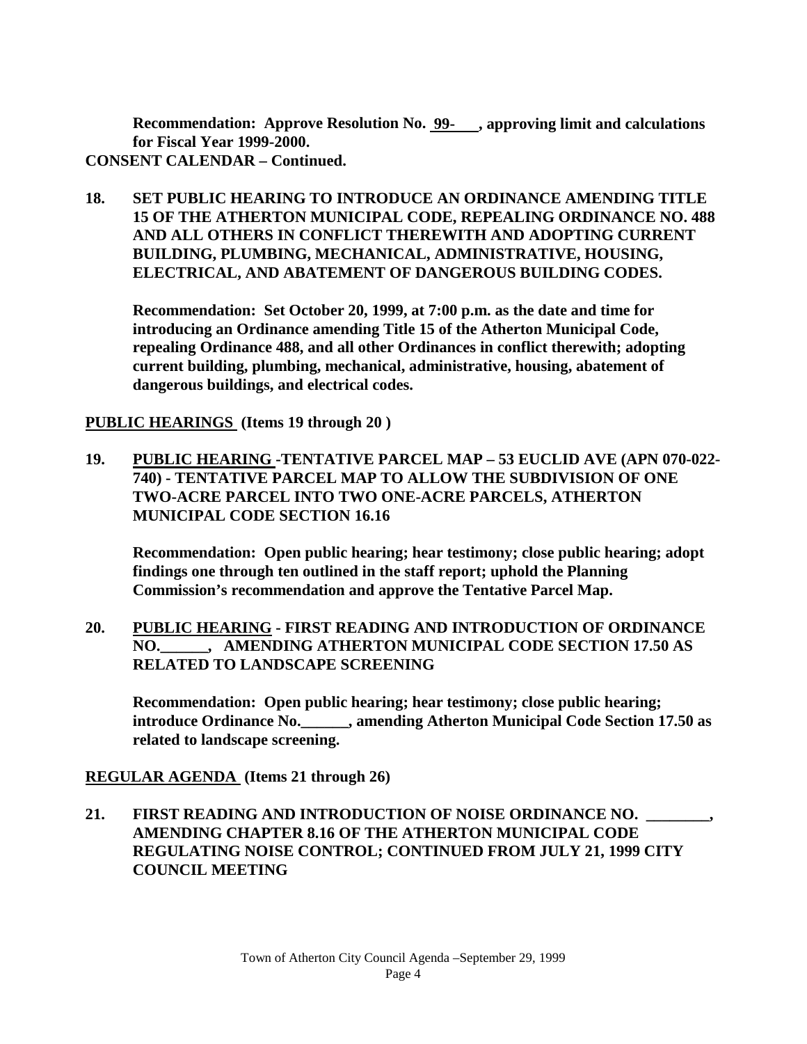**Recommendation: Approve Resolution No. 99-\_\_\_\_, approving limit and calculations for Fiscal Year 1999-2000.**

**CONSENT CALENDAR – Continued.**

**18. SET PUBLIC HEARING TO INTRODUCE AN ORDINANCE AMENDING TITLE 15 OF THE ATHERTON MUNICIPAL CODE, REPEALING ORDINANCE NO. 488 AND ALL OTHERS IN CONFLICT THEREWITH AND ADOPTING CURRENT BUILDING, PLUMBING, MECHANICAL, ADMINISTRATIVE, HOUSING, ELECTRICAL, AND ABATEMENT OF DANGEROUS BUILDING CODES.**

**Recommendation: Set October 20, 1999, at 7:00 p.m. as the date and time for introducing an Ordinance amending Title 15 of the Atherton Municipal Code, repealing Ordinance 488, and all other Ordinances in conflict therewith; adopting current building, plumbing, mechanical, administrative, housing, abatement of dangerous buildings, and electrical codes.**

**PUBLIC HEARINGS (Items 19 through 20 )**

**19. PUBLIC HEARING -TENTATIVE PARCEL MAP – 53 EUCLID AVE (APN 070-022-740) - TENTATIVE PARCEL MAP TO ALLOW THE SUBDIVISION OF ONE TWO-ACRE PARCEL INTO TWO ONE-ACRE PARCELS, ATHERTON MUNICIPAL CODE SECTION 16.16**

**Recommendation: Open public hearing; hear testimony; close public hearing; adopt findings one through ten outlined in the staff report; uphold the Planning Commission's recommendation and approve the Tentative Parcel Map.**

**20. PUBLIC HEARING - FIRST READING AND INTRODUCTION OF ORDINANCE NO.\_\_\_\_\_\_, AMENDING ATHERTON MUNICIPAL CODE SECTION 17.50 AS RELATED TO LANDSCAPE SCREENING**

**Recommendation: Open public hearing; hear testimony; close public hearing; introduce Ordinance No.\_\_\_\_\_\_, amending Atherton Municipal Code Section 17.50 as related to landscape screening.**

**REGULAR AGENDA (Items 21 through 26)**

**21. FIRST READING AND INTRODUCTION OF NOISE ORDINANCE NO. \_\_\_\_\_\_\_\_, AMENDING CHAPTER 8.16 OF THE ATHERTON MUNICIPAL CODE REGULATING NOISE CONTROL; CONTINUED FROM JULY 21, 1999 CITY COUNCIL MEETING**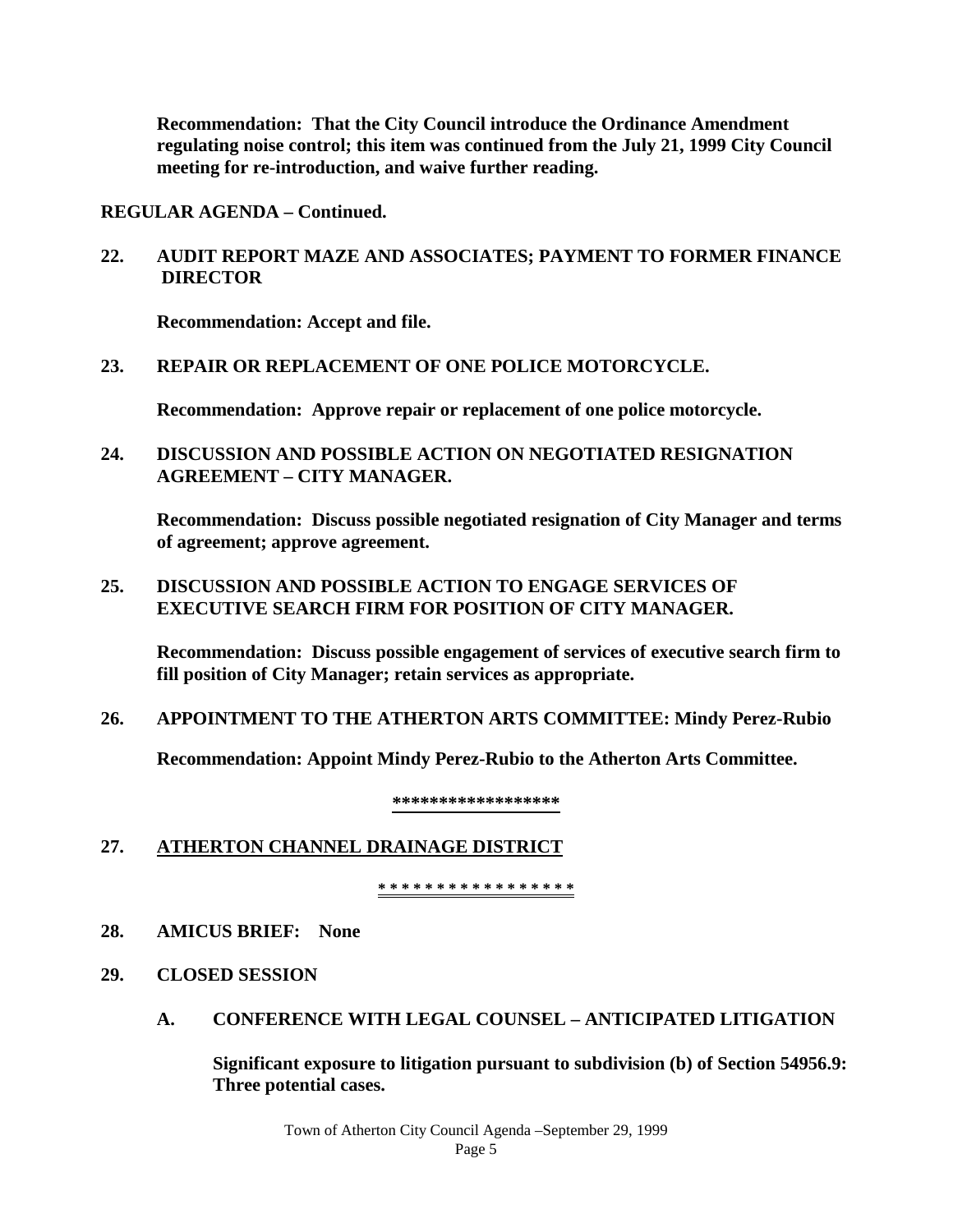**Recommendation: That the City Council introduce the Ordinance Amendment regulating noise control; this item was continued from the July 21, 1999 City Council meeting for re-introduction, and waive further reading.**

**REGULAR AGENDA – Continued.**

**22. AUDIT REPORT MAZE AND ASSOCIATES; PAYMENT TO FORMER FINANCE DIRECTOR**

**Recommendation: Accept and file.**

**23. REPAIR OR REPLACEMENT OF ONE POLICE MOTORCYCLE.**

**Recommendation: Approve repair or replacement of one police motorcycle.**

**24. DISCUSSION AND POSSIBLE ACTION ON NEGOTIATED RESIGNATION AGREEMENT – CITY MANAGER.**

**Recommendation: Discuss possible negotiated resignation of City Manager and terms of agreement; approve agreement.**

**25. DISCUSSION AND POSSIBLE ACTION TO ENGAGE SERVICES OF EXECUTIVE SEARCH FIRM FOR POSITION OF CITY MANAGER.**

**Recommendation: Discuss possible engagement of services of executive search firm to fill position of City Manager; retain services as appropriate.**

**26. APPOINTMENT TO THE ATHERTON ARTS COMMITTEE: Mindy Perez-Rubio**

**Recommendation: Appoint Mindy Perez-Rubio to the Atherton Arts Committee.**

******************

**27. ATHERTON CHANNEL DRAINAGE DISTRICT**

* * * * * * * * * * * * * * * * *

**28. AMICUS BRIEF: None**

**29. CLOSED SESSION**

**A. CONFERENCE WITH LEGAL COUNSEL – ANTICIPATED LITIGATION**

**Significant exposure to litigation pursuant to subdivision (b) of Section 54956.9: Three potential cases.**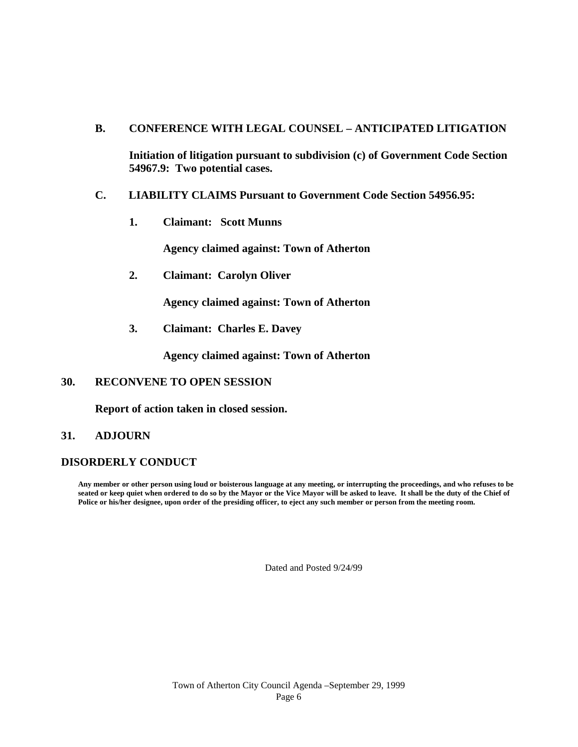**B. CONFERENCE WITH LEGAL COUNSEL – ANTICIPATED LITIGATION**

**Initiation of litigation pursuant to subdivision (c) of Government Code Section 54967.9: Two potential cases.**

**C. LIABILITY CLAIMS Pursuant to Government Code Section 54956.95:**

**1. Claimant: Scott Munns**

**Agency claimed against: Town of Atherton**

**2. Claimant: Carolyn Oliver**

**Agency claimed against: Town of Atherton**

**3. Claimant: Charles E. Davey**

**Agency claimed against: Town of Atherton**

**30. RECONVENE TO OPEN SESSION**

**Report of action taken in closed session.**

**31. ADJOURN**

## DISORDERLY CONDUCT

**Any member or other person using loud or boisterous language at any meeting, or interrupting the proceedings, and who refuses to be seated or keep quiet when ordered to do so by the Mayor or the Vice Mayor will be asked to leave. It shall be the duty of the Chief of Police or his/her designee, upon order of the presiding officer, to eject any such member or person from the meeting room.**

Dated and Posted 9/24/99